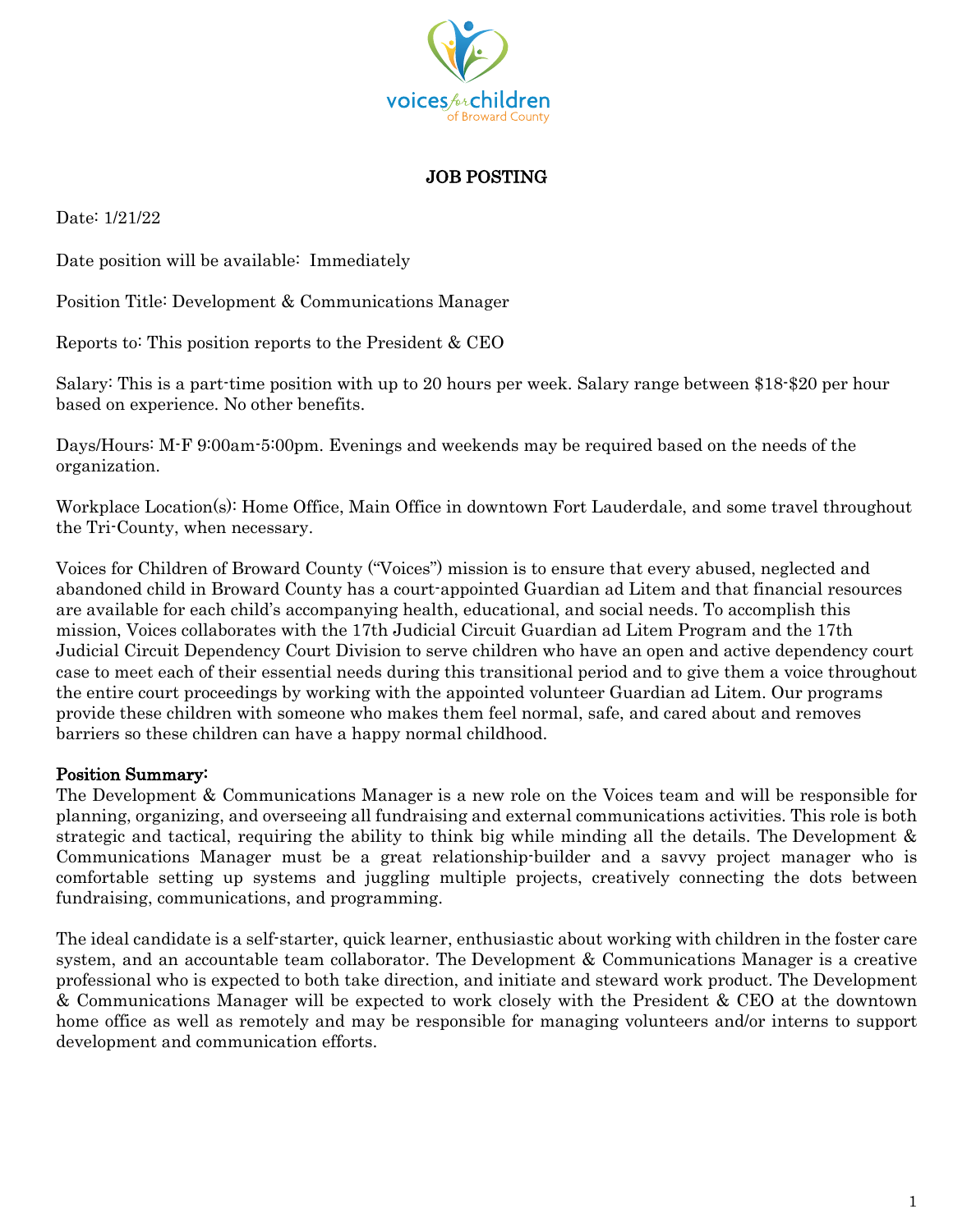# JOB POSTING

Date: 1/21/22

Date position will be available: Immediately

Position Title: Development & Communications Manager

Reports to: This position reports to the President & CEO

Salary: This is a part-time position with up to 20 hours per week. Salary range between $18-$20 per hour based on experience. No other benefits.

Days/Hours: M-F 9:00am-5:00pm. Evenings and weekends may be required based on the needs of the organization.

Workplace Location(s): Home Office, Main Office in downtown Fort Lauderdale, and some travel throughout the Tri-County, when necessary.

Voices for Children of Broward County ("Voices") mission is to ensure that every abused, neglected and abandoned child in Broward County has a court-appointed Guardian ad Litem and that financial resources are available for each child's accompanying health, educational, and social needs. To accomplish this mission, Voices collaborates with the 17th Judicial Circuit Guardian ad Litem Program and the 17th Judicial Circuit Dependency Court Division to serve children who have an open and active dependency court case to meet each of their essential needs during this transitional period and to give them a voice throughout the entire court proceedings by working with the appointed volunteer Guardian ad Litem. Our programs provide these children with someone who makes them feel normal, safe, and cared about and removes barriers so these children can have a happy normal childhood.

## Position Summary:

The Development & Communications Manager is a new role on the Voices team and will be responsible for planning, organizing, and overseeing all fundraising and external communications activities. This role is both strategic and tactical, requiring the ability to think big while minding all the details. The Development & Communications Manager must be a great relationship-builder and a savvy project manager who is comfortable setting up systems and juggling multiple projects, creatively connecting the dots between fundraising, communications, and programming.

The ideal candidate is a self-starter, quick learner, enthusiastic about working with children in the foster care system, and an accountable team collaborator. The Development & Communications Manager is a creative professional who is expected to both take direction, and initiate and steward work product. The Development & Communications Manager will be expected to work closely with the President & CEO at the downtown home office as well as remotely and may be responsible for managing volunteers and/or interns to support development and communication efforts.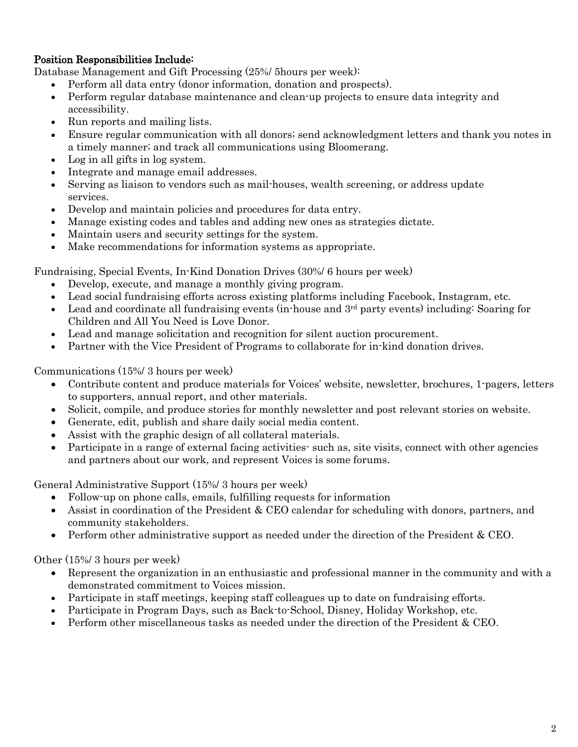**Position Responsibilities Include:**

Database Management and Gift Processing (25%/ 5hours per week):

- Perform all data entry (donor information, donation and prospects).
- Perform regular database maintenance and clean-up projects to ensure data integrity and accessibility.
- Run reports and mailing lists.
- Ensure regular communication with all donors; send acknowledgment letters and thank you notes in a timely manner; and track all communications using Bloomerang.
- Log in all gifts in log system.
- Integrate and manage email addresses.
- Serving as liaison to vendors such as mail-houses, wealth screening, or address update services.
- Develop and maintain policies and procedures for data entry.
- Manage existing codes and tables and adding new ones as strategies dictate.
- Maintain users and security settings for the system.
- Make recommendations for information systems as appropriate.

Fundraising, Special Events, In-Kind Donation Drives (30%/ 6 hours per week)

- Develop, execute, and manage a monthly giving program.
- Lead social fundraising efforts across existing platforms including Facebook, Instagram, etc.
- Lead and coordinate all fundraising events (in-house and 3rd party events) including: Soaring for Children and All You Need is Love Donor.
- Lead and manage solicitation and recognition for silent auction procurement.
- Partner with the Vice President of Programs to collaborate for in-kind donation drives.

Communications (15%/ 3 hours per week)

- Contribute content and produce materials for Voices' website, newsletter, brochures, 1-pagers, letters to supporters, annual report, and other materials.
- Solicit, compile, and produce stories for monthly newsletter and post relevant stories on website.
- Generate, edit, publish and share daily social media content.
- Assist with the graphic design of all collateral materials.
- Participate in a range of external facing activities- such as, site visits, connect with other agencies and partners about our work, and represent Voices is some forums.

General Administrative Support (15%/ 3 hours per week)

- Follow-up on phone calls, emails, fulfilling requests for information
- Assist in coordination of the President & CEO calendar for scheduling with donors, partners, and community stakeholders.
- Perform other administrative support as needed under the direction of the President & CEO.

Other (15%/ 3 hours per week)

- Represent the organization in an enthusiastic and professional manner in the community and with a demonstrated commitment to Voices mission.
- Participate in staff meetings, keeping staff colleagues up to date on fundraising efforts.
- Participate in Program Days, such as Back-to-School, Disney, Holiday Workshop, etc.
- Perform other miscellaneous tasks as needed under the direction of the President & CEO.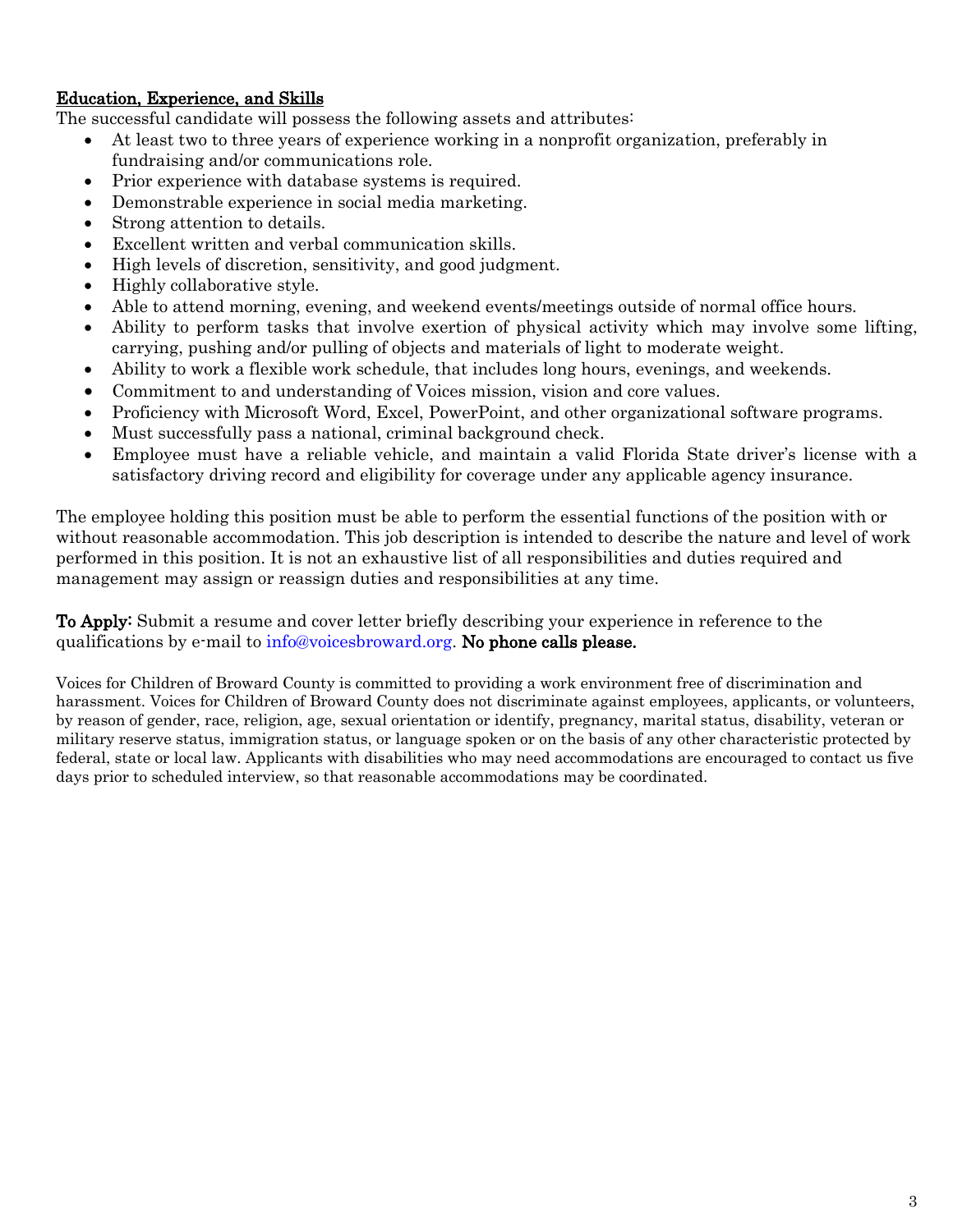## Education, Experience, and Skills

The successful candidate will possess the following assets and attributes:

- At least two to three years of experience working in a nonprofit organization, preferably in fundraising and/or communications role.
- Prior experience with database systems is required.
- Demonstrable experience in social media marketing.
- Strong attention to details.
- Excellent written and verbal communication skills.
- High levels of discretion, sensitivity, and good judgment.
- Highly collaborative style.
- Able to attend morning, evening, and weekend events/meetings outside of normal office hours.
- Ability to perform tasks that involve exertion of physical activity which may involve some lifting, carrying, pushing and/or pulling of objects and materials of light to moderate weight.
- Ability to work a flexible work schedule, that includes long hours, evenings, and weekends.
- Commitment to and understanding of Voices mission, vision and core values.
- Proficiency with Microsoft Word, Excel, PowerPoint, and other organizational software programs.
- Must successfully pass a national, criminal background check.
- Employee must have a reliable vehicle, and maintain a valid Florida State driver's license with a satisfactory driving record and eligibility for coverage under any applicable agency insurance.

The employee holding this position must be able to perform the essential functions of the position with or without reasonable accommodation. This job description is intended to describe the nature and level of work performed in this position. It is not an exhaustive list of all responsibilities and duties required and management may assign or reassign duties and responsibilities at any time.

**To Apply:** Submit a resume and cover letter briefly describing your experience in reference to the qualifications by e-mail to info@voicesbroward.org. **No phone calls please.**

Voices for Children of Broward County is committed to providing a work environment free of discrimination and harassment. Voices for Children of Broward County does not discriminate against employees, applicants, or volunteers, by reason of gender, race, religion, age, sexual orientation or identify, pregnancy, marital status, disability, veteran or military reserve status, immigration status, or language spoken or on the basis of any other characteristic protected by federal, state or local law. Applicants with disabilities who may need accommodations are encouraged to contact us five days prior to scheduled interview, so that reasonable accommodations may be coordinated.